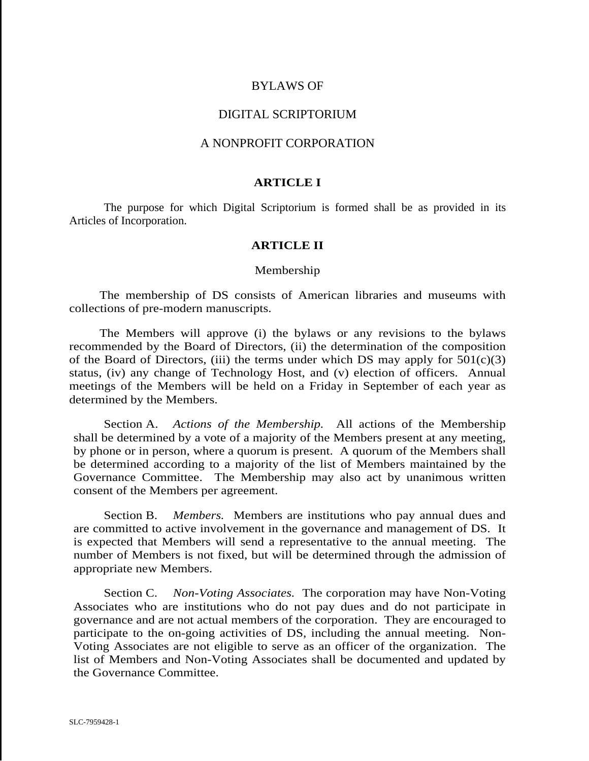# BYLAWS OF

# DIGITAL SCRIPTORIUM

# A NONPROFIT CORPORATION

## ARTICLE I

The purpose for which Digital Scriptorium is formed shall be as provided in its Articles of Incorporation.

## ARTICLE II

### Membership

The membership of DS consists of American libraries and museums with collections of pre-modern manuscripts.

The Members will approve (i) the bylaws or any revisions to the bylaws recommended by the Board of Directors, (ii) the determination of the composition of the Board of Directors, (iii) the terms under which DS may apply for 501(c)(3) status, (iv) any change of Technology Host, and (v) election of officers. Annual meetings of the Members will be held on a Friday in September of each year as determined by the Members.

Section A. *Actions of the Membership.* All actions of the Membership shall be determined by a vote of a majority of the Members present at any meeting, by phone or in person, where a quorum is present. A quorum of the Members shall be determined according to a majority of the list of Members maintained by the Governance Committee. The Membership may also act by unanimous written consent of the Members per agreement.

Section B. *Members.* Members are institutions who pay annual dues and are committed to active involvement in the governance and management of DS. It is expected that Members will send a representative to the annual meeting. The number of Members is not fixed, but will be determined through the admission of appropriate new Members.

Section C. *Non-Voting Associates.* The corporation may have Non-Voting Associates who are institutions who do not pay dues and do not participate in governance and are not actual members of the corporation. They are encouraged to participate to the on-going activities of DS, including the annual meeting. Non-Voting Associates are not eligible to serve as an officer of the organization. The list of Members and Non-Voting Associates shall be documented and updated by the Governance Committee.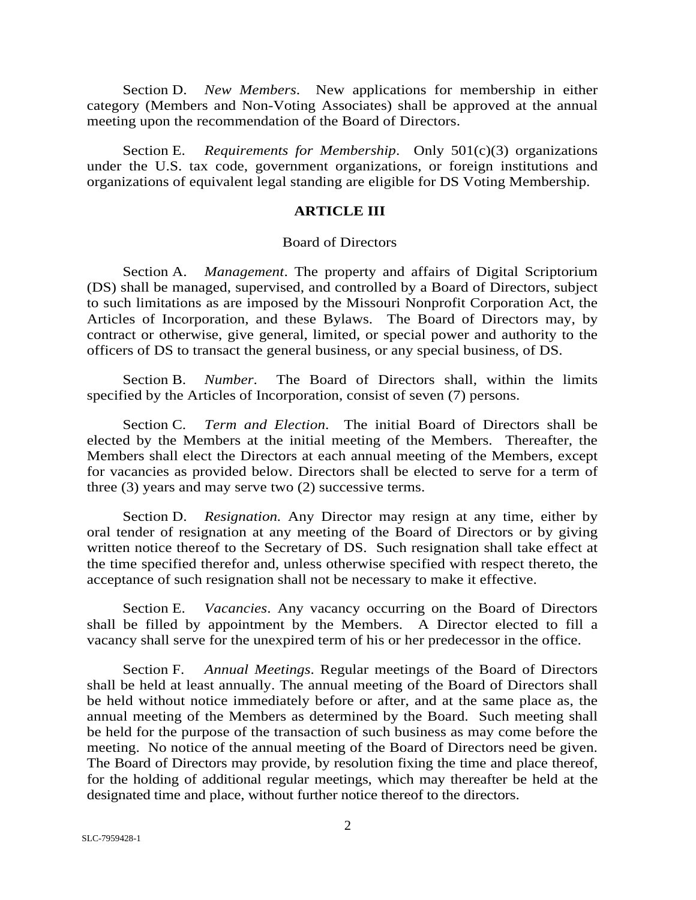Section D. *New Members*. New applications for membership in either category (Members and Non-Voting Associates) shall be approved at the annual meeting upon the recommendation of the Board of Directors.

Section E. *Requirements for Membership*. Only 501(c)(3) organizations under the U.S. tax code, government organizations, or foreign institutions and organizations of equivalent legal standing are eligible for DS Voting Membership.

## ARTICLE III

Board of Directors

Section A. *Management*. The property and affairs of Digital Scriptorium (DS) shall be managed, supervised, and controlled by a Board of Directors, subject to such limitations as are imposed by the Missouri Nonprofit Corporation Act, the Articles of Incorporation, and these Bylaws. The Board of Directors may, by contract or otherwise, give general, limited, or special power and authority to the officers of DS to transact the general business, or any special business, of DS.

Section B. *Number*. The Board of Directors shall, within the limits specified by the Articles of Incorporation, consist of seven (7) persons.

Section C. *Term and Election*. The initial Board of Directors shall be elected by the Members at the initial meeting of the Members. Thereafter, the Members shall elect the Directors at each annual meeting of the Members, except for vacancies as provided below. Directors shall be elected to serve for a term of three (3) years and may serve two (2) successive terms.

Section D. *Resignation.* Any Director may resign at any time, either by oral tender of resignation at any meeting of the Board of Directors or by giving written notice thereof to the Secretary of DS. Such resignation shall take effect at the time specified therefor and, unless otherwise specified with respect thereto, the acceptance of such resignation shall not be necessary to make it effective.

Section E. *Vacancies*. Any vacancy occurring on the Board of Directors shall be filled by appointment by the Members. A Director elected to fill a vacancy shall serve for the unexpired term of his or her predecessor in the office.

Section F. *Annual Meetings*. Regular meetings of the Board of Directors shall be held at least annually. The annual meeting of the Board of Directors shall be held without notice immediately before or after, and at the same place as, the annual meeting of the Members as determined by the Board. Such meeting shall be held for the purpose of the transaction of such business as may come before the meeting. No notice of the annual meeting of the Board of Directors need be given. The Board of Directors may provide, by resolution fixing the time and place thereof, for the holding of additional regular meetings, which may thereafter be held at the designated time and place, without further notice thereof to the directors.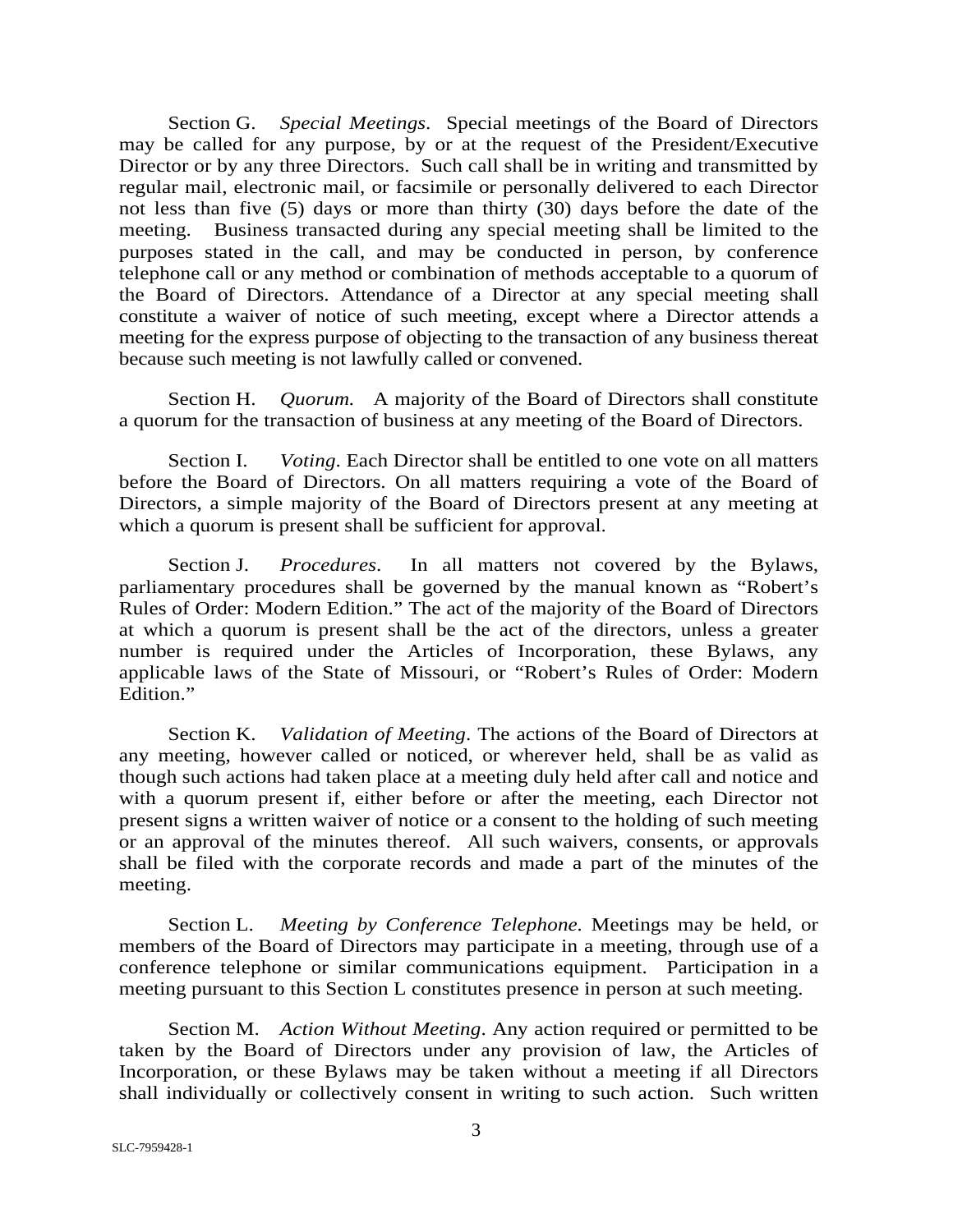Section G. *Special Meetings*. Special meetings of the Board of Directors may be called for any purpose, by or at the request of the President/Executive Director or by any three Directors. Such call shall be in writing and transmitted by regular mail, electronic mail, or facsimile or personally delivered to each Director not less than five (5) days or more than thirty (30) days before the date of the meeting. Business transacted during any special meeting shall be limited to the purposes stated in the call, and may be conducted in person, by conference telephone call or any method or combination of methods acceptable to a quorum of the Board of Directors. Attendance of a Director at any special meeting shall constitute a waiver of notice of such meeting, except where a Director attends a meeting for the express purpose of objecting to the transaction of any business thereat because such meeting is not lawfully called or convened.

Section H. *Quorum.* A majority of the Board of Directors shall constitute a quorum for the transaction of business at any meeting of the Board of Directors.

Section I. *Voting*. Each Director shall be entitled to one vote on all matters before the Board of Directors. On all matters requiring a vote of the Board of Directors, a simple majority of the Board of Directors present at any meeting at which a quorum is present shall be sufficient for approval.

Section J. *Procedures*. In all matters not covered by the Bylaws, parliamentary procedures shall be governed by the manual known as "Robert's Rules of Order: Modern Edition." The act of the majority of the Board of Directors at which a quorum is present shall be the act of the directors, unless a greater number is required under the Articles of Incorporation, these Bylaws, any applicable laws of the State of Missouri, or "Robert's Rules of Order: Modern Edition."

Section K. *Validation of Meeting*. The actions of the Board of Directors at any meeting, however called or noticed, or wherever held, shall be as valid as though such actions had taken place at a meeting duly held after call and notice and with a quorum present if, either before or after the meeting, each Director not present signs a written waiver of notice or a consent to the holding of such meeting or an approval of the minutes thereof. All such waivers, consents, or approvals shall be filed with the corporate records and made a part of the minutes of the meeting.

Section L. *Meeting by Conference Telephone.* Meetings may be held, or members of the Board of Directors may participate in a meeting, through use of a conference telephone or similar communications equipment. Participation in a meeting pursuant to this Section L constitutes presence in person at such meeting.

Section M. *Action Without Meeting*. Any action required or permitted to be taken by the Board of Directors under any provision of law, the Articles of Incorporation, or these Bylaws may be taken without a meeting if all Directors shall individually or collectively consent in writing to such action. Such written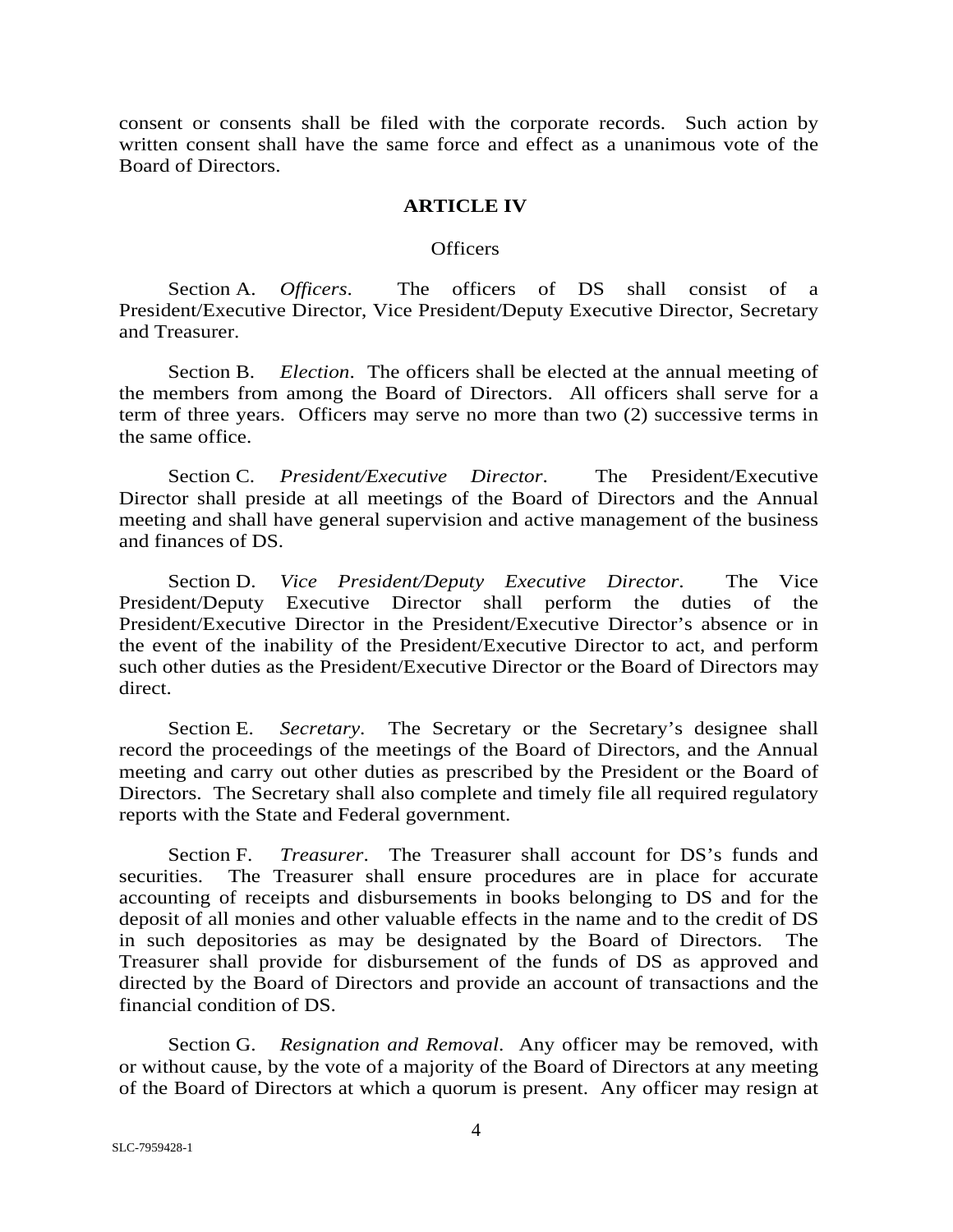consent or consents shall be filed with the corporate records. Such action by written consent shall have the same force and effect as a unanimous vote of the Board of Directors.

## ARTICLE IV

### Officers

Section A. *Officers*. The officers of DS shall consist of a President/Executive Director, Vice President/Deputy Executive Director, Secretary and Treasurer.

Section B. *Election*. The officers shall be elected at the annual meeting of the members from among the Board of Directors. All officers shall serve for a term of three years. Officers may serve no more than two (2) successive terms in the same office.

Section C. *President/Executive Director*. The President/Executive Director shall preside at all meetings of the Board of Directors and the Annual meeting and shall have general supervision and active management of the business and finances of DS.

Section D. *Vice President/Deputy Executive Director*. The Vice President/Deputy Executive Director shall perform the duties of the President/Executive Director in the President/Executive Director's absence or in the event of the inability of the President/Executive Director to act, and perform such other duties as the President/Executive Director or the Board of Directors may direct.

Section E. *Secretary*. The Secretary or the Secretary's designee shall record the proceedings of the meetings of the Board of Directors, and the Annual meeting and carry out other duties as prescribed by the President or the Board of Directors. The Secretary shall also complete and timely file all required regulatory reports with the State and Federal government.

Section F. *Treasurer*. The Treasurer shall account for DS's funds and securities. The Treasurer shall ensure procedures are in place for accurate accounting of receipts and disbursements in books belonging to DS and for the deposit of all monies and other valuable effects in the name and to the credit of DS in such depositories as may be designated by the Board of Directors. The Treasurer shall provide for disbursement of the funds of DS as approved and directed by the Board of Directors and provide an account of transactions and the financial condition of DS.

Section G. *Resignation and Removal*. Any officer may be removed, with or without cause, by the vote of a majority of the Board of Directors at any meeting of the Board of Directors at which a quorum is present. Any officer may resign at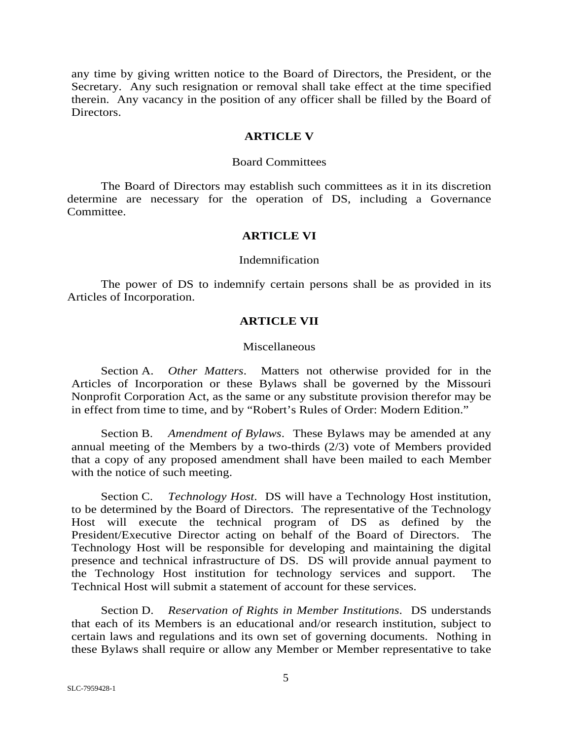any time by giving written notice to the Board of Directors, the President, or the Secretary. Any such resignation or removal shall take effect at the time specified therein. Any vacancy in the position of any officer shall be filled by the Board of Directors.

## ARTICLE V

Board Committees

The Board of Directors may establish such committees as it in its discretion determine are necessary for the operation of DS, including a Governance Committee.

## ARTICLE VI

Indemnification

The power of DS to indemnify certain persons shall be as provided in its Articles of Incorporation.

## ARTICLE VII

Miscellaneous

Section A. *Other Matters*. Matters not otherwise provided for in the Articles of Incorporation or these Bylaws shall be governed by the Missouri Nonprofit Corporation Act, as the same or any substitute provision therefor may be in effect from time to time, and by "Robert's Rules of Order: Modern Edition."

Section B. *Amendment of Bylaws*. These Bylaws may be amended at any annual meeting of the Members by a two-thirds (2/3) vote of Members provided that a copy of any proposed amendment shall have been mailed to each Member with the notice of such meeting.

Section C. *Technology Host*. DS will have a Technology Host institution, to be determined by the Board of Directors. The representative of the Technology Host will execute the technical program of DS as defined by the President/Executive Director acting on behalf of the Board of Directors. The Technology Host will be responsible for developing and maintaining the digital presence and technical infrastructure of DS. DS will provide annual payment to the Technology Host institution for technology services and support. The Technical Host will submit a statement of account for these services.

Section D. *Reservation of Rights in Member Institutions*. DS understands that each of its Members is an educational and/or research institution, subject to certain laws and regulations and its own set of governing documents. Nothing in these Bylaws shall require or allow any Member or Member representative to take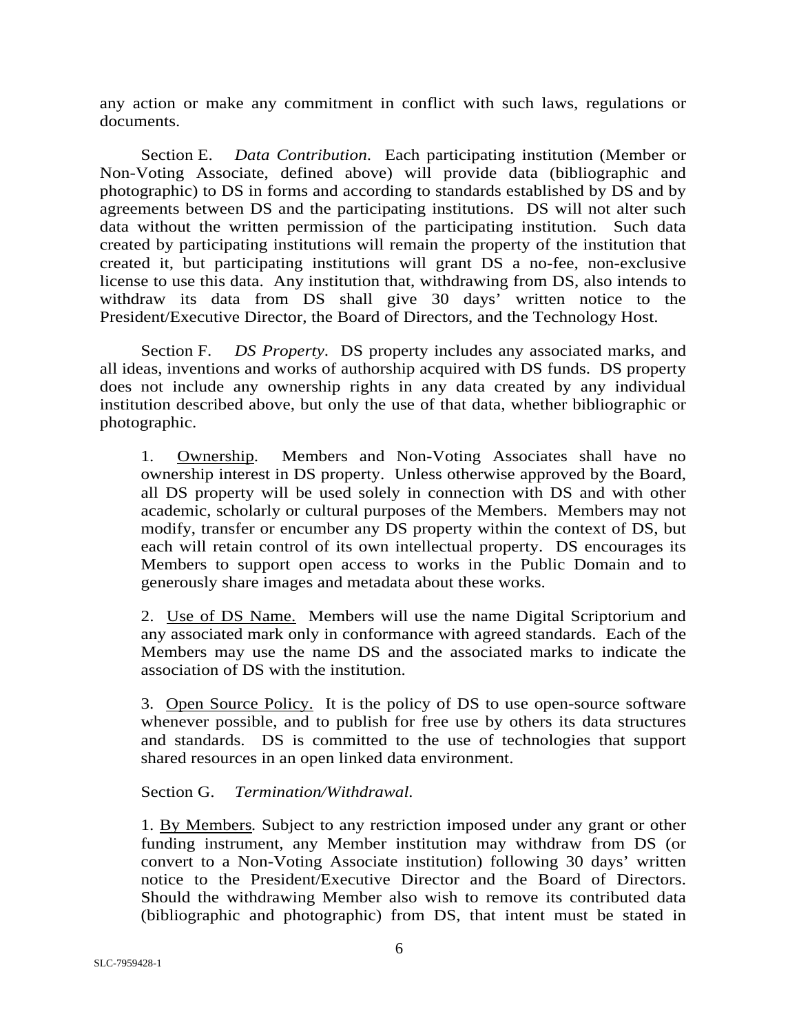any action or make any commitment in conflict with such laws, regulations or documents.

Section E. *Data Contribution*. Each participating institution (Member or Non-Voting Associate, defined above) will provide data (bibliographic and photographic) to DS in forms and according to standards established by DS and by agreements between DS and the participating institutions. DS will not alter such data without the written permission of the participating institution. Such data created by participating institutions will remain the property of the institution that created it, but participating institutions will grant DS a no-fee, non-exclusive license to use this data. Any institution that, withdrawing from DS, also intends to withdraw its data from DS shall give 30 days' written notice to the President/Executive Director, the Board of Directors, and the Technology Host.

Section F. *DS Property*. DS property includes any associated marks, and all ideas, inventions and works of authorship acquired with DS funds. DS property does not include any ownership rights in any data created by any individual institution described above, but only the use of that data, whether bibliographic or photographic.

1. Ownership. Members and Non-Voting Associates shall have no ownership interest in DS property. Unless otherwise approved by the Board, all DS property will be used solely in connection with DS and with other academic, scholarly or cultural purposes of the Members. Members may not modify, transfer or encumber any DS property within the context of DS, but each will retain control of its own intellectual property. DS encourages its Members to support open access to works in the Public Domain and to generously share images and metadata about these works.

2. Use of DS Name. Members will use the name Digital Scriptorium and any associated mark only in conformance with agreed standards. Each of the Members may use the name DS and the associated marks to indicate the association of DS with the institution.

3. Open Source Policy. It is the policy of DS to use open-source software whenever possible, and to publish for free use by others its data structures and standards. DS is committed to the use of technologies that support shared resources in an open linked data environment.

Section G. *Termination/Withdrawal.*

1. By Members*.* Subject to any restriction imposed under any grant or other funding instrument, any Member institution may withdraw from DS (or convert to a Non-Voting Associate institution) following 30 days' written notice to the President/Executive Director and the Board of Directors. Should the withdrawing Member also wish to remove its contributed data (bibliographic and photographic) from DS, that intent must be stated in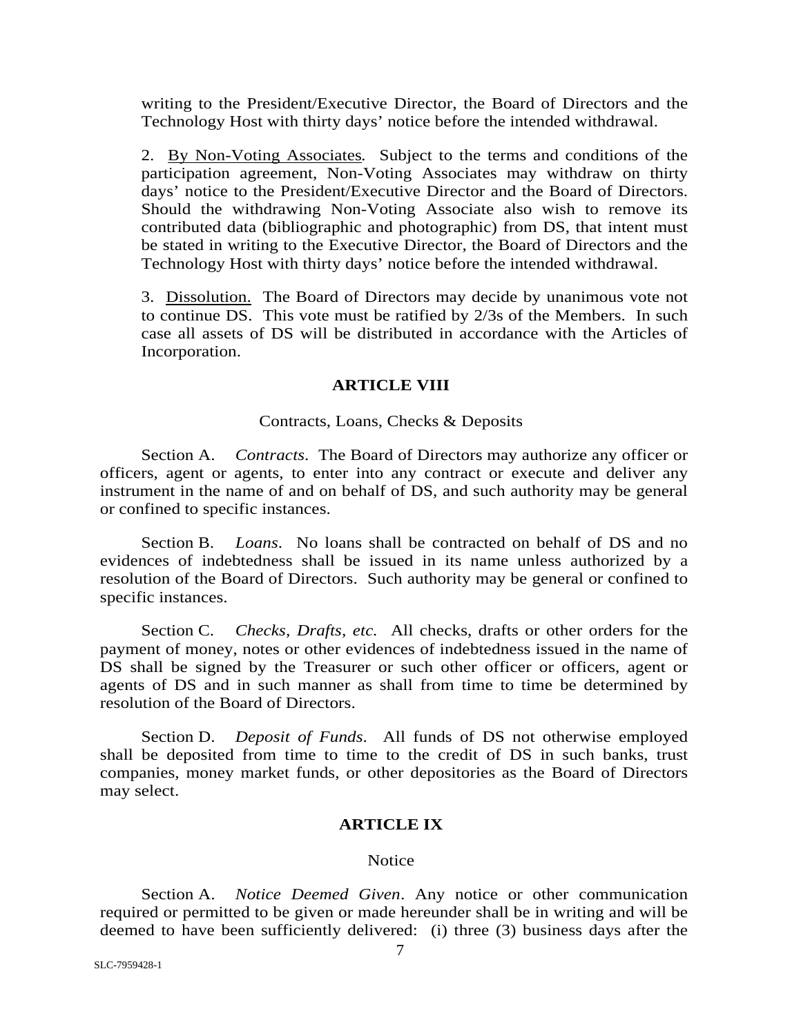writing to the President/Executive Director, the Board of Directors and the Technology Host with thirty days' notice before the intended withdrawal.

2. By Non-Voting Associates. Subject to the terms and conditions of the participation agreement, Non-Voting Associates may withdraw on thirty days' notice to the President/Executive Director and the Board of Directors. Should the withdrawing Non-Voting Associate also wish to remove its contributed data (bibliographic and photographic) from DS, that intent must be stated in writing to the Executive Director, the Board of Directors and the Technology Host with thirty days' notice before the intended withdrawal.

3. Dissolution. The Board of Directors may decide by unanimous vote not to continue DS. This vote must be ratified by 2/3s of the Members. In such case all assets of DS will be distributed in accordance with the Articles of Incorporation.

## ARTICLE VIII

Contracts, Loans, Checks & Deposits

Section A. *Contracts*. The Board of Directors may authorize any officer or officers, agent or agents, to enter into any contract or execute and deliver any instrument in the name of and on behalf of DS, and such authority may be general or confined to specific instances.

Section B. *Loans*. No loans shall be contracted on behalf of DS and no evidences of indebtedness shall be issued in its name unless authorized by a resolution of the Board of Directors. Such authority may be general or confined to specific instances.

Section C. *Checks, Drafts, etc.* All checks, drafts or other orders for the payment of money, notes or other evidences of indebtedness issued in the name of DS shall be signed by the Treasurer or such other officer or officers, agent or agents of DS and in such manner as shall from time to time be determined by resolution of the Board of Directors.

Section D. *Deposit of Funds*. All funds of DS not otherwise employed shall be deposited from time to time to the credit of DS in such banks, trust companies, money market funds, or other depositories as the Board of Directors may select.

## ARTICLE IX

Notice

Section A. *Notice Deemed Given*. Any notice or other communication required or permitted to be given or made hereunder shall be in writing and will be deemed to have been sufficiently delivered: (i) three (3) business days after the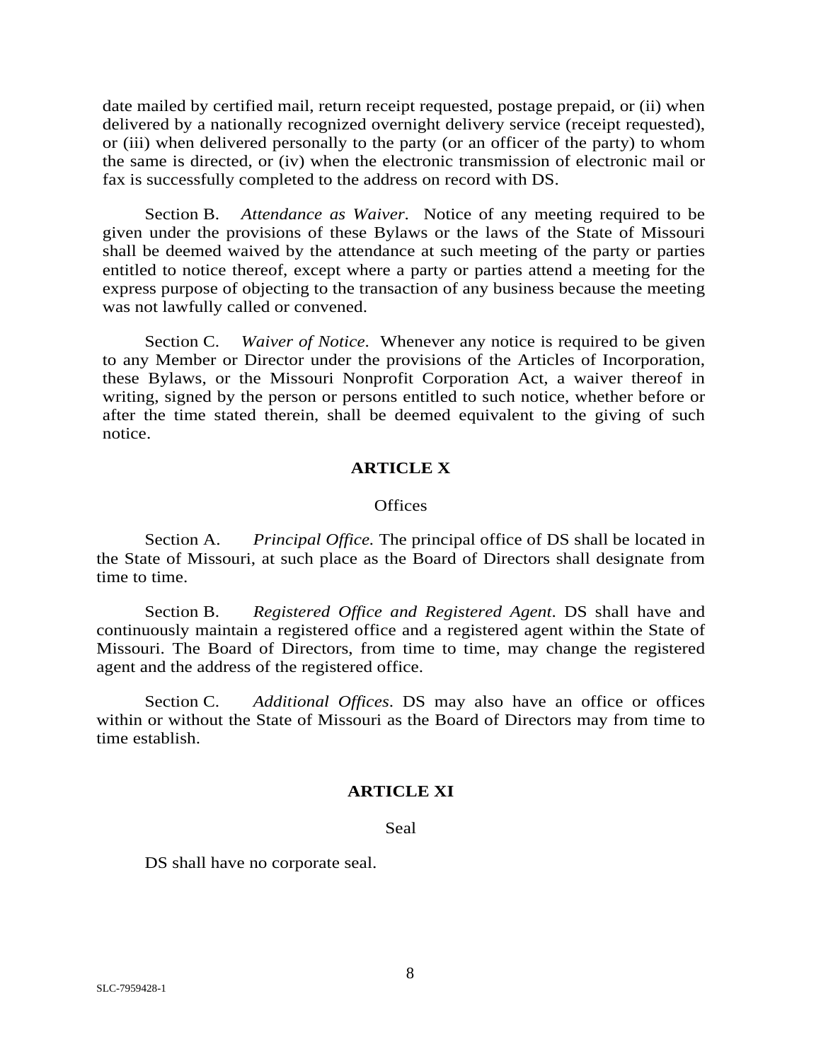date mailed by certified mail, return receipt requested, postage prepaid, or (ii) when delivered by a nationally recognized overnight delivery service (receipt requested), or (iii) when delivered personally to the party (or an officer of the party) to whom the same is directed, or (iv) when the electronic transmission of electronic mail or fax is successfully completed to the address on record with DS.

Section B. *Attendance as Waiver*. Notice of any meeting required to be given under the provisions of these Bylaws or the laws of the State of Missouri shall be deemed waived by the attendance at such meeting of the party or parties entitled to notice thereof, except where a party or parties attend a meeting for the express purpose of objecting to the transaction of any business because the meeting was not lawfully called or convened.

Section C. *Waiver of Notice*. Whenever any notice is required to be given to any Member or Director under the provisions of the Articles of Incorporation, these Bylaws, or the Missouri Nonprofit Corporation Act, a waiver thereof in writing, signed by the person or persons entitled to such notice, whether before or after the time stated therein, shall be deemed equivalent to the giving of such notice.

## ARTICLE X

Offices

Section A. *Principal Office.* The principal office of DS shall be located in the State of Missouri, at such place as the Board of Directors shall designate from time to time.

Section B. *Registered Office and Registered Agent*. DS shall have and continuously maintain a registered office and a registered agent within the State of Missouri. The Board of Directors, from time to time, may change the registered agent and the address of the registered office.

Section C. *Additional Offices*. DS may also have an office or offices within or without the State of Missouri as the Board of Directors may from time to time establish.

## ARTICLE XI

Seal

DS shall have no corporate seal.

SLC-7959428-1